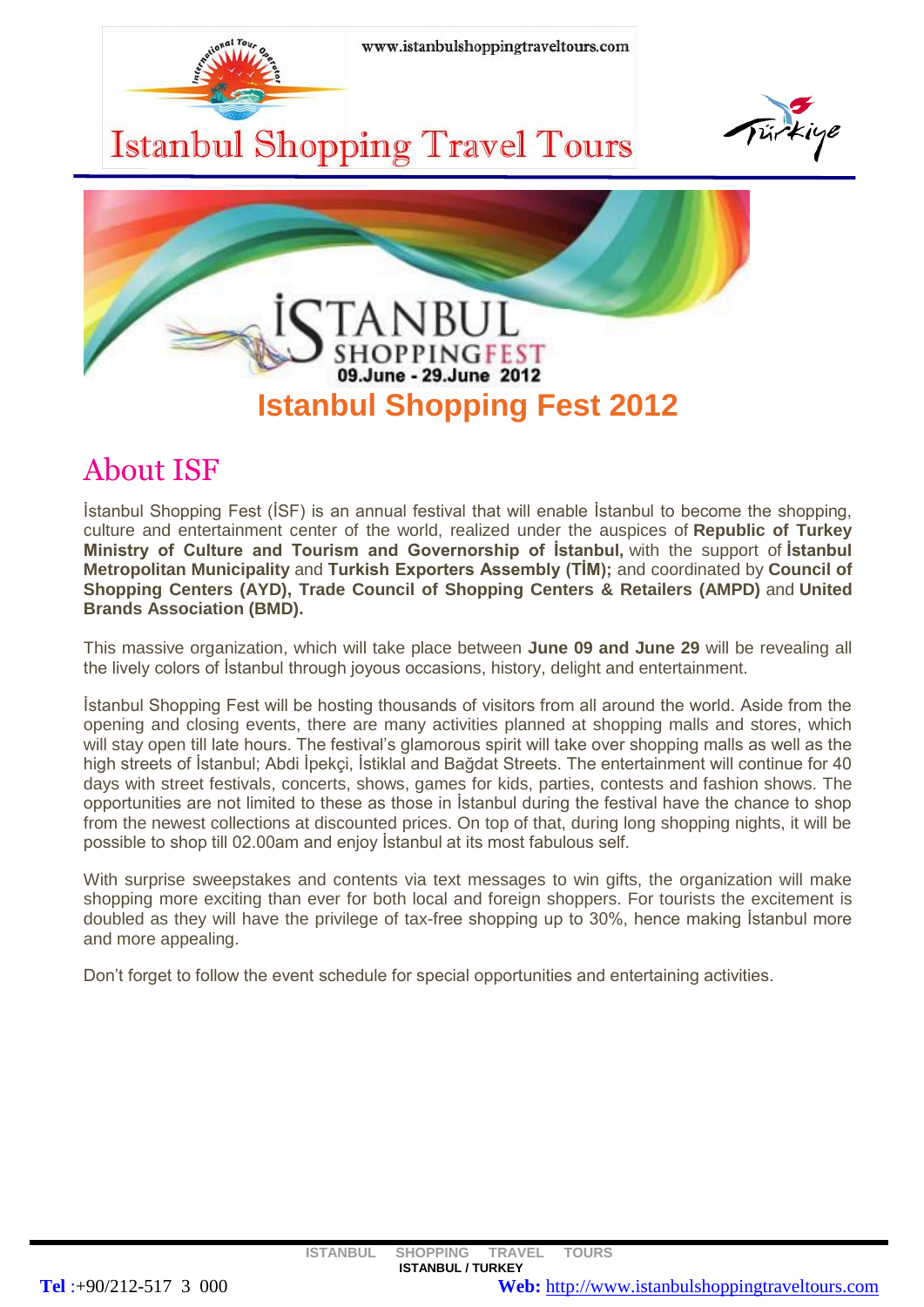www.istanbulshoppingtraveltours.com

# Istanbul Shopping Travel Tours

İSTANBUL SHOPPINGFEST
09.June - 29.June 2012

# Istanbul Shopping Fest 2012

## About ISF

İstanbul Shopping Fest (İSF) is an annual festival that will enable İstanbul to become the shopping, culture and entertainment center of the world, realized under the auspices of **Republic of Turkey Ministry of Culture and Tourism and Governorship of İstanbul,** with the support of **İstanbul Metropolitan Municipality** and **Turkish Exporters Assembly (TİM);** and coordinated by **Council of Shopping Centers (AYD), Trade Council of Shopping Centers & Retailers (AMPD)** and **United Brands Association (BMD).**

This massive organization, which will take place between **June 09 and June 29** will be revealing all the lively colors of İstanbul through joyous occasions, history, delight and entertainment.

İstanbul Shopping Fest will be hosting thousands of visitors from all around the world. Aside from the opening and closing events, there are many activities planned at shopping malls and stores, which will stay open till late hours. The festival's glamorous spirit will take over shopping malls as well as the high streets of İstanbul; Abdi İpekçi, İstiklal and Bağdat Streets. The entertainment will continue for 40 days with street festivals, concerts, shows, games for kids, parties, contests and fashion shows. The opportunities are not limited to these as those in İstanbul during the festival have the chance to shop from the newest collections at discounted prices. On top of that, during long shopping nights, it will be possible to shop till 02.00am and enjoy İstanbul at its most fabulous self.

With surprise sweepstakes and contents via text messages to win gifts, the organization will make shopping more exciting than ever for both local and foreign shoppers. For tourists the excitement is doubled as they will have the privilege of tax-free shopping up to 30%, hence making İstanbul more and more appealing.

Don't forget to follow the event schedule for special opportunities and entertaining activities.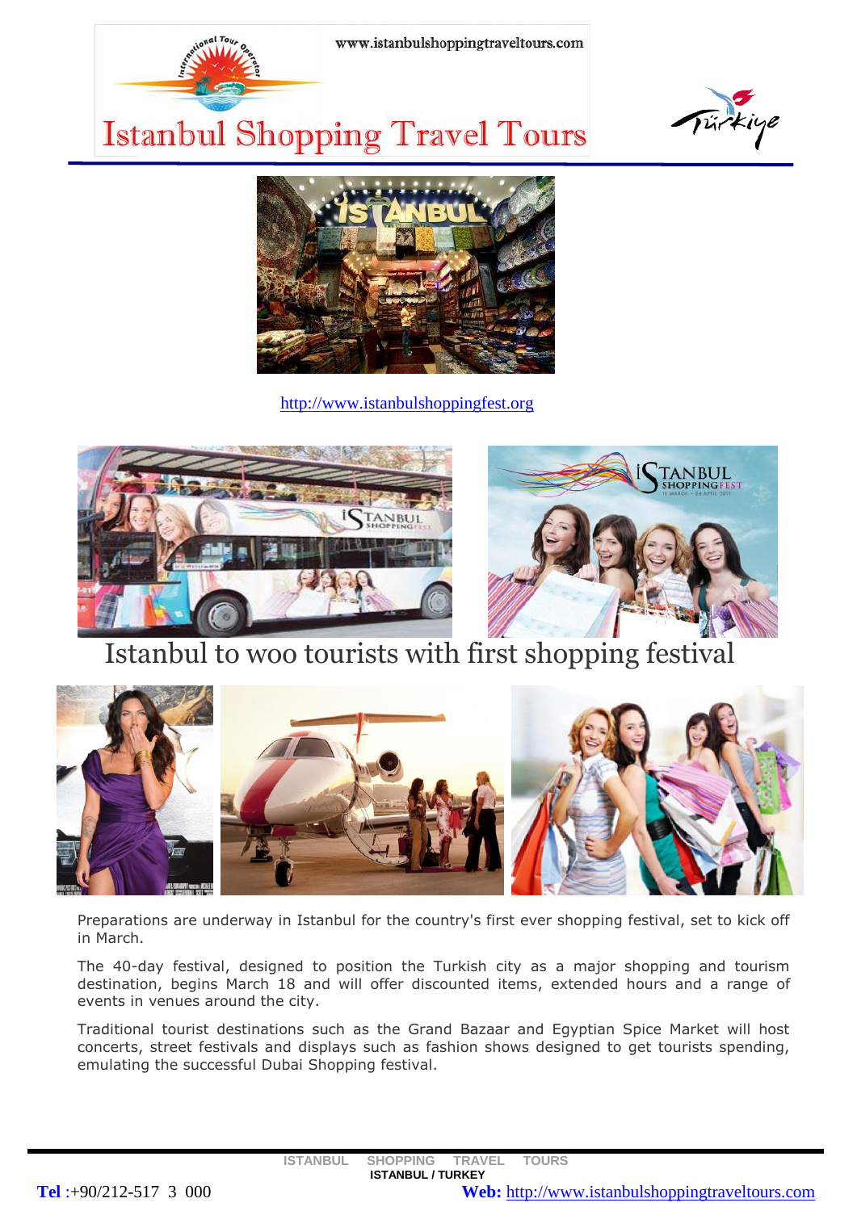http://www.istanbulshoppingfest.org

# Istanbul to woo tourists with first shopping festival

Preparations are underway in Istanbul for the country's first ever shopping festival, set to kick off in March.

The 40-day festival, designed to position the Turkish city as a major shopping and tourism destination, begins March 18 and will offer discounted items, extended hours and a range of events in venues around the city.

Traditional tourist destinations such as the Grand Bazaar and Egyptian Spice Market will host concerts, street festivals and displays such as fashion shows designed to get tourists spending, emulating the successful Dubai Shopping festival.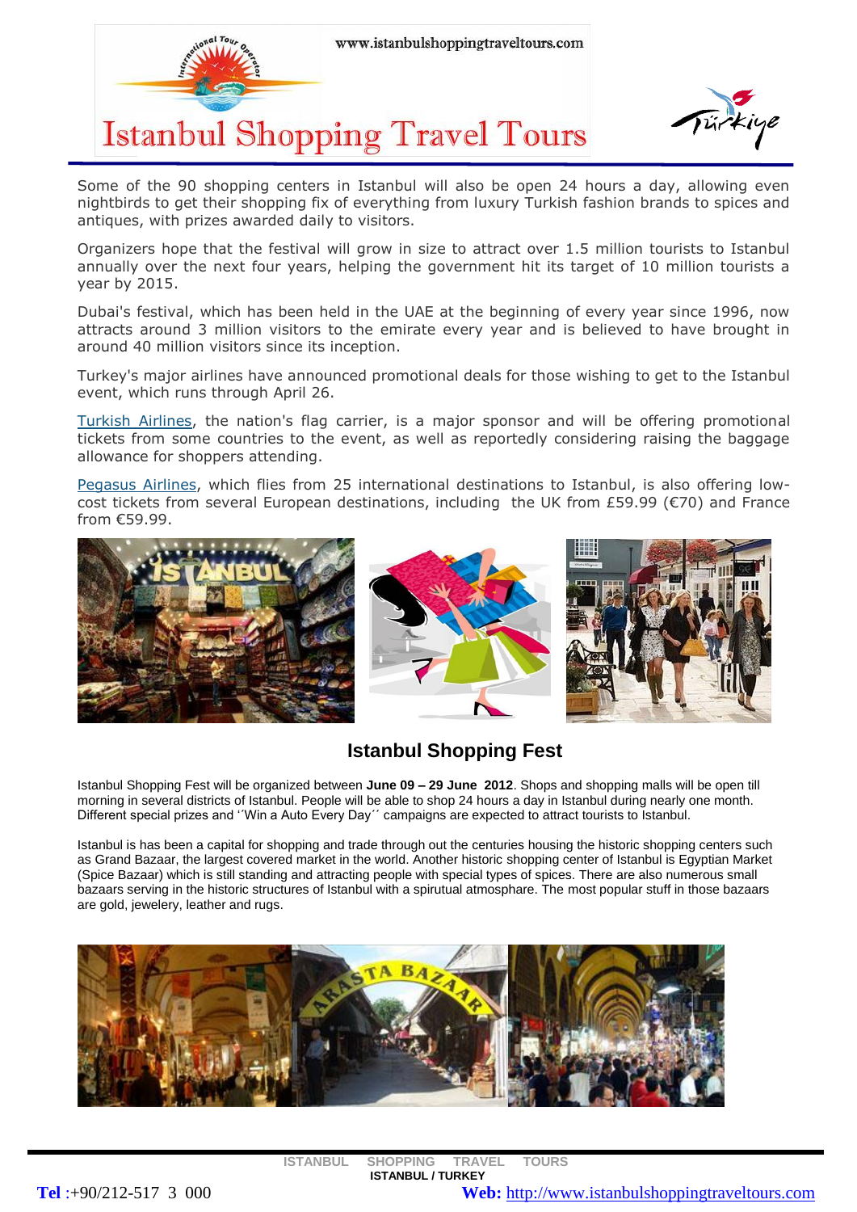Some of the 90 shopping centers in Istanbul will also be open 24 hours a day, allowing even nightbirds to get their shopping fix of everything from luxury Turkish fashion brands to spices and antiques, with prizes awarded daily to visitors.

Organizers hope that the festival will grow in size to attract over 1.5 million tourists to Istanbul annually over the next four years, helping the government hit its target of 10 million tourists a year by 2015.

Dubai's festival, which has been held in the UAE at the beginning of every year since 1996, now attracts around 3 million visitors to the emirate every year and is believed to have brought in around 40 million visitors since its inception.

Turkey's major airlines have announced promotional deals for those wishing to get to the Istanbul event, which runs through April 26.

Turkish Airlines, the nation's flag carrier, is a major sponsor and will be offering promotional tickets from some countries to the event, as well as reportedly considering raising the baggage allowance for shoppers attending.

Pegasus Airlines, which flies from 25 international destinations to Istanbul, is also offering low-cost tickets from several European destinations, including the UK from £59.99 (€70) and France from €59.99.

## Istanbul Shopping Fest

Istanbul Shopping Fest will be organized between **June 09 – 29 June 2012**. Shops and shopping malls will be open till morning in several districts of Istanbul. People will be able to shop 24 hours a day in Istanbul during nearly one month. Different special prizes and ´´Win a Auto Every Day´´ campaigns are expected to attract tourists to Istanbul.

Istanbul is has been a capital for shopping and trade through out the centuries housing the historic shopping centers such as Grand Bazaar, the largest covered market in the world. Another historic shopping center of Istanbul is Egyptian Market (Spice Bazaar) which is still standing and attracting people with special types of spices. There are also numerous small bazaars serving in the historic structures of Istanbul with a spirutual atmosphare. The most popular stuff in those bazaars are gold, jewelery, leather and rugs.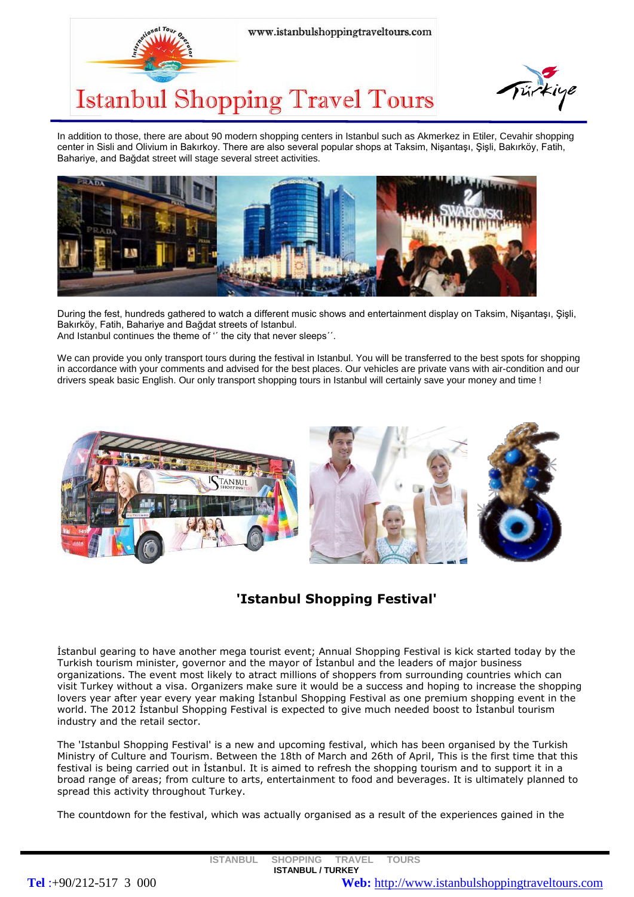In addition to those, there are about 90 modern shopping centers in Istanbul such as Akmerkez in Etiler, Cevahir shopping center in Sisli and Olivium in Bakırkoy. There are also several popular shops at Taksim, Nişantaşı, Şişli, Bakırköy, Fatih, Bahariye, and Bağdat street will stage several street activities.

During the fest, hundreds gathered to watch a different music shows and entertainment display on Taksim, Nişantaşı, Şişli, Bakırköy, Fatih, Bahariye and Bağdat streets of Istanbul.
And Istanbul continues the theme of ´´ the city that never sleeps´´.

We can provide you only transport tours during the festival in Istanbul. You will be transferred to the best spots for shopping in accordance with your comments and advised for the best places. Our vehicles are private vans with air-condition and our drivers speak basic English. Our only transport shopping tours in Istanbul will certainly save your money and time !

## 'Istanbul Shopping Festival'

İstanbul gearing to have another mega tourist event; Annual Shopping Festival is kick started today by the Turkish tourism minister, governor and the mayor of İstanbul and the leaders of major business organizations. The event most likely to atract millions of shoppers from surrounding countries which can visit Turkey without a visa. Organizers make sure it would be a success and hoping to increase the shopping lovers year after year every year making İstanbul Shopping Festival as one premium shopping event in the world. The 2012 İstanbul Shopping Festival is expected to give much needed boost to İstanbul tourism industry and the retail sector.

The 'Istanbul Shopping Festival' is a new and upcoming festival, which has been organised by the Turkish Ministry of Culture and Tourism. Between the 18th of March and 26th of April, This is the first time that this festival is being carried out in İstanbul. It is aimed to refresh the shopping tourism and to support it in a broad range of areas; from culture to arts, entertainment to food and beverages. It is ultimately planned to spread this activity throughout Turkey.

The countdown for the festival, which was actually organised as a result of the experiences gained in the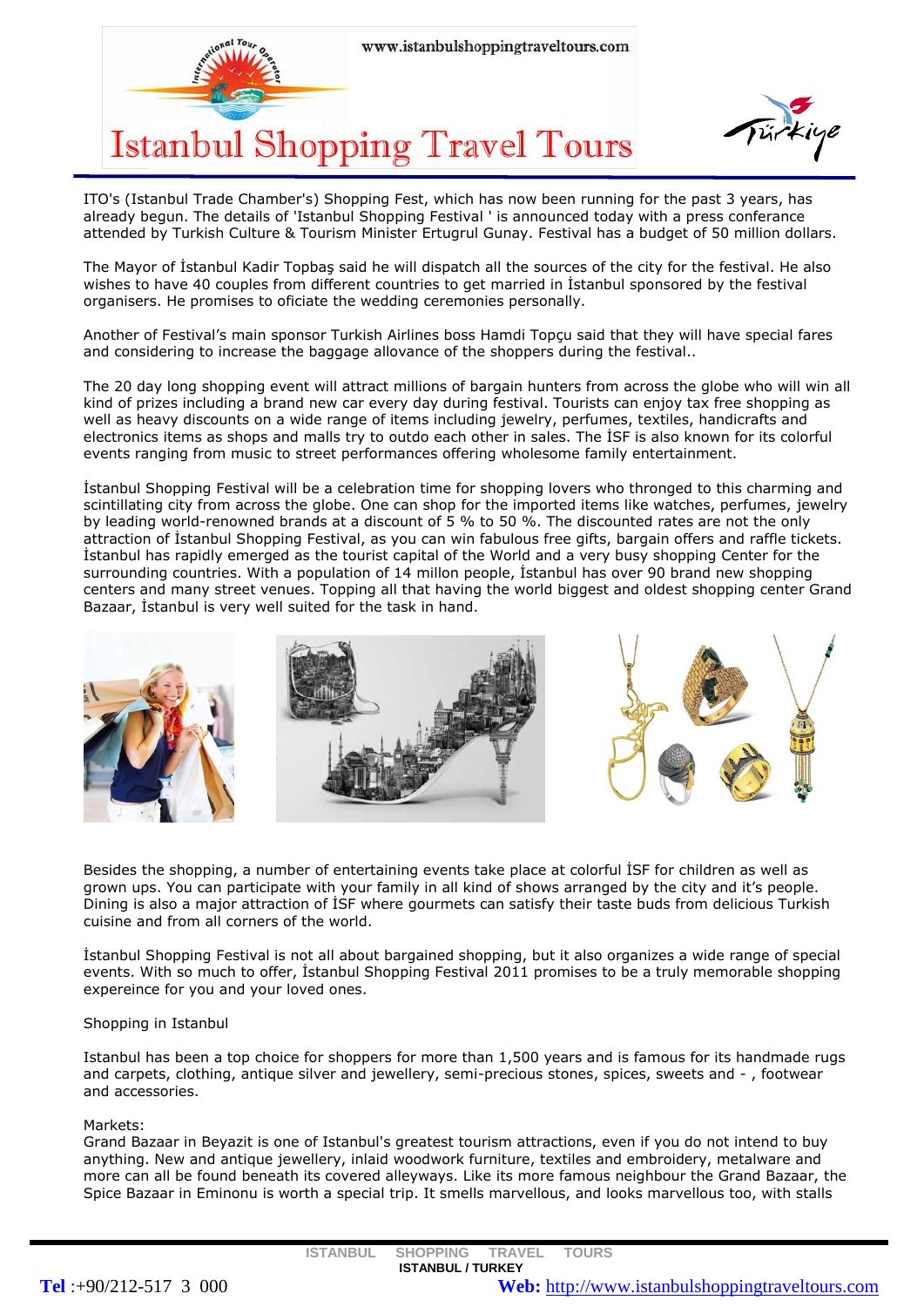ITO's (Istanbul Trade Chamber's) Shopping Fest, which has now been running for the past 3 years, has already begun. The details of 'Istanbul Shopping Festival ' is announced today with a press conferance attended by Turkish Culture & Tourism Minister Ertugrul Gunay. Festival has a budget of 50 million dollars.

The Mayor of İstanbul Kadir Topbaş said he will dispatch all the sources of the city for the festival. He also wishes to have 40 couples from different countries to get married in İstanbul sponsored by the festival organisers. He promises to oficiate the wedding ceremonies personally.

Another of Festival's main sponsor Turkish Airlines boss Hamdi Topçu said that they will have special fares and considering to increase the baggage allowance of the shoppers during the festival..

The 20 day long shopping event will attract millions of bargain hunters from across the globe who will win all kind of prizes including a brand new car every day during festival. Tourists can enjoy tax free shopping as well as heavy discounts on a wide range of items including jewelry, perfumes, textiles, handicrafts and electronics items as shops and malls try to outdo each other in sales. The İSF is also known for its colorful events ranging from music to street performances offering wholesome family entertainment.

İstanbul Shopping Festival will be a celebration time for shopping lovers who thronged to this charming and scintillating city from across the globe. One can shop for the imported items like watches, perfumes, jewelry by leading world-renowned brands at a discount of 5 % to 50 %. The discounted rates are not the only attraction of İstanbul Shopping Festival, as you can win fabulous free gifts, bargain offers and raffle tickets. İstanbul has rapidly emerged as the tourist capital of the World and a very busy shopping Center for the surrounding countries. With a population of 14 millon people, İstanbul has over 90 brand new shopping centers and many street venues. Topping all that having the world biggest and oldest shopping center Grand Bazaar, İstanbul is very well suited for the task in hand.

Besides the shopping, a number of entertaining events take place at colorful İSF for children as well as grown ups. You can participate with your family in all kind of shows arranged by the city and it's people. Dining is also a major attraction of İSF where gourmets can satisfy their taste buds from delicious Turkish cuisine and from all corners of the world.

İstanbul Shopping Festival is not all about bargained shopping, but it also organizes a wide range of special events. With so much to offer, İstanbul Shopping Festival 2011 promises to be a truly memorable shopping expereince for you and your loved ones.

Shopping in Istanbul

Istanbul has been a top choice for shoppers for more than 1,500 years and is famous for its handmade rugs and carpets, clothing, antique silver and jewellery, semi-precious stones, spices, sweets and - , footwear and accessories.

Markets:
Grand Bazaar in Beyazit is one of Istanbul's greatest tourism attractions, even if you do not intend to buy anything. New and antique jewellery, inlaid woodwork furniture, textiles and embroidery, metalware and more can all be found beneath its covered alleyways. Like its more famous neighbour the Grand Bazaar, the Spice Bazaar in Eminonu is worth a special trip. It smells marvellous, and looks marvellous too, with stalls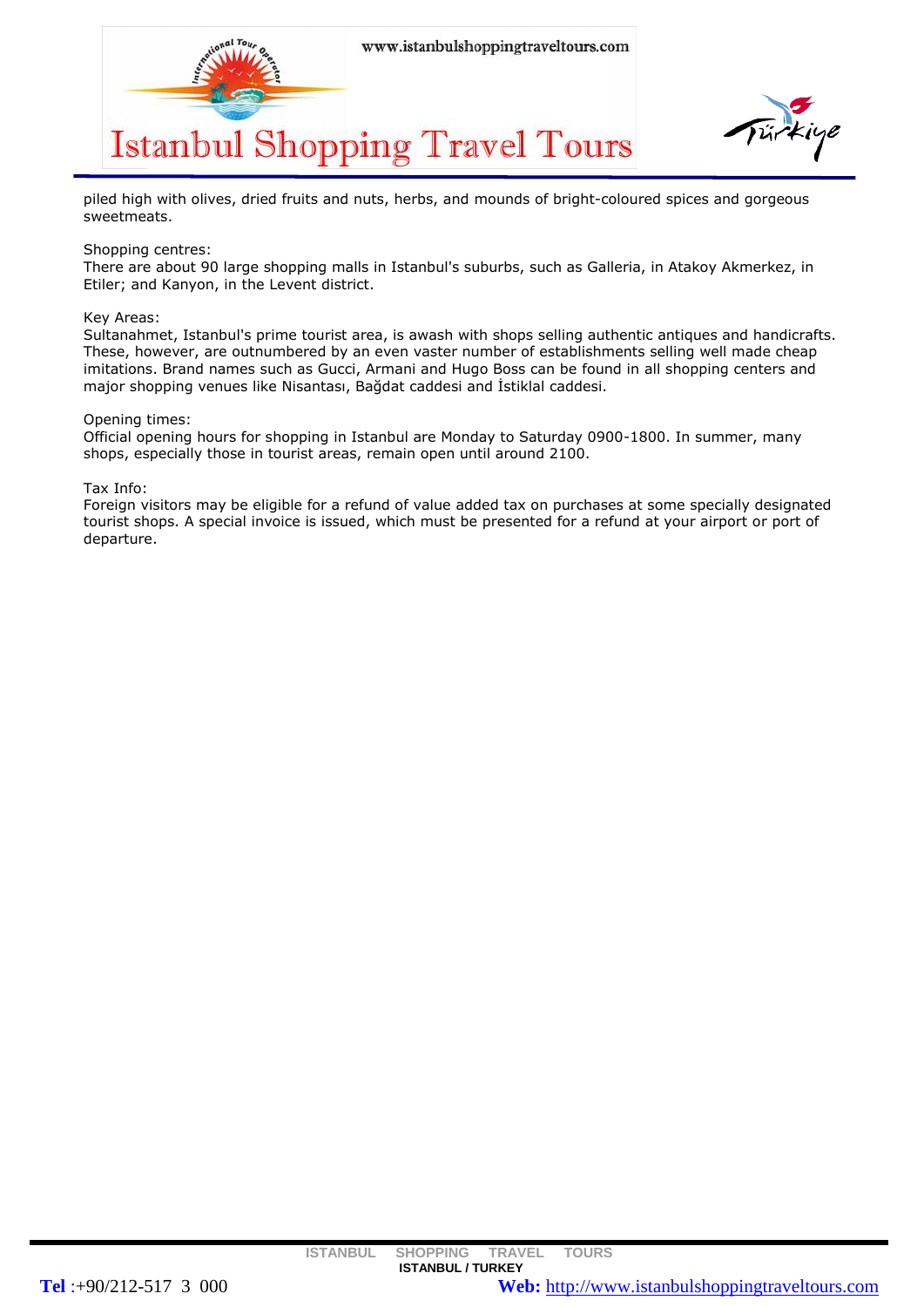piled high with olives, dried fruits and nuts, herbs, and mounds of bright-coloured spices and gorgeous sweetmeats.

Shopping centres:
There are about 90 large shopping malls in Istanbul's suburbs, such as Galleria, in Atakoy Akmerkez, in Etiler; and Kanyon, in the Levent district.

Key Areas:
Sultanahmet, Istanbul's prime tourist area, is awash with shops selling authentic antiques and handicrafts. These, however, are outnumbered by an even vaster number of establishments selling well made cheap imitations. Brand names such as Gucci, Armani and Hugo Boss can be found in all shopping centers and major shopping venues like Nisantası, Bağdat caddesi and İstiklal caddesi.

Opening times:
Official opening hours for shopping in Istanbul are Monday to Saturday 0900-1800. In summer, many shops, especially those in tourist areas, remain open until around 2100.

Tax Info:
Foreign visitors may be eligible for a refund of value added tax on purchases at some specially designated tourist shops. A special invoice is issued, which must be presented for a refund at your airport or port of departure.